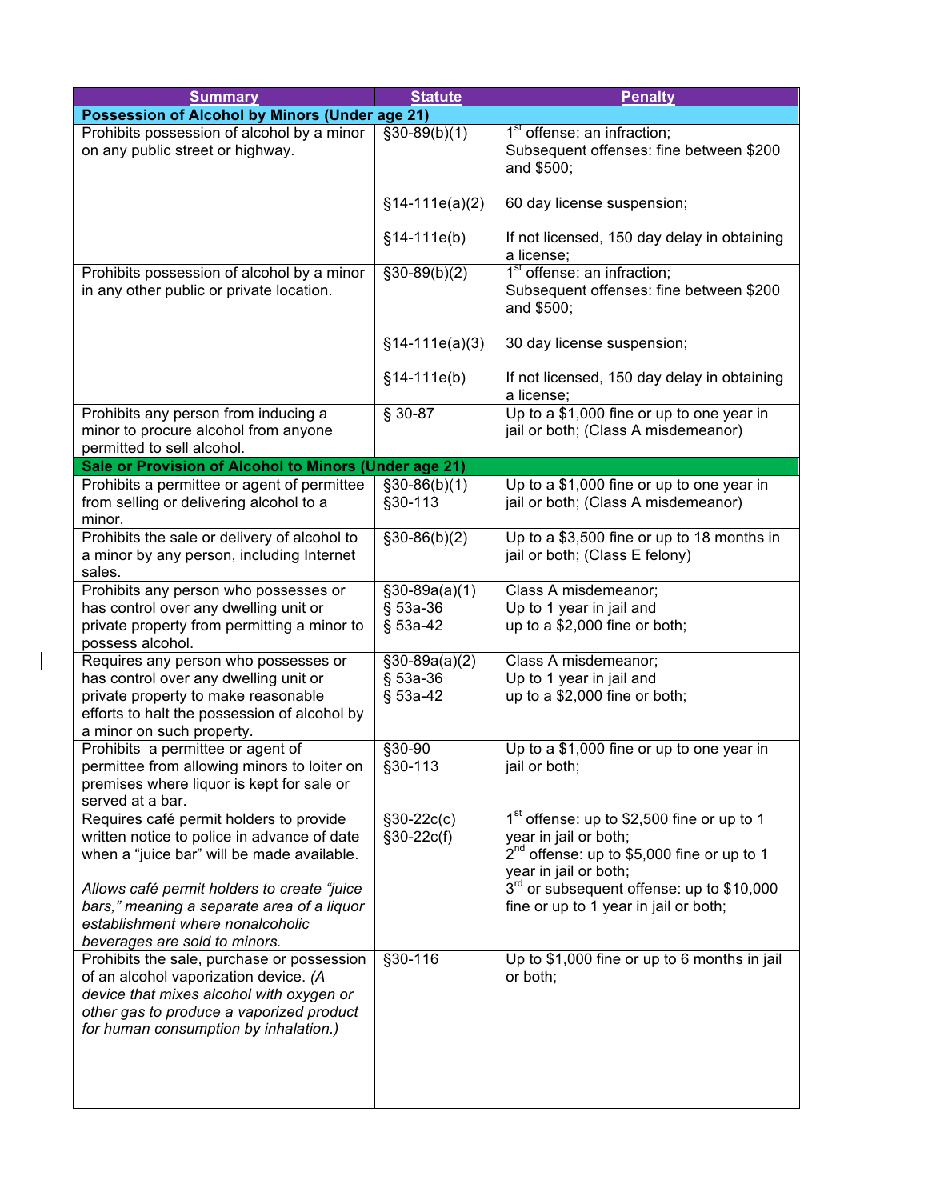| Summary | Statute | Penalty |
|---|---|---|
| **Possession of Alcohol by Minors (Under age 21)** | | |
| Prohibits possession of alcohol by a minor on any public street or highway. | §30-89(b)(1)<br><br>§14-111e(a)(2)<br><br>§14-111e(b) | 1st offense: an infraction;<br>Subsequent offenses: fine between $200 and $500;<br><br>60 day license suspension;<br><br>If not licensed, 150 day delay in obtaining a license; |
| Prohibits possession of alcohol by a minor in any other public or private location. | §30-89(b)(2)<br><br>§14-111e(a)(3)<br><br>§14-111e(b) | 1st offense: an infraction;<br>Subsequent offenses: fine between $200 and $500;<br><br>30 day license suspension;<br><br>If not licensed, 150 day delay in obtaining a license; |
| Prohibits any person from inducing a minor to procure alcohol from anyone permitted to sell alcohol. | § 30-87 | Up to a $1,000 fine or up to one year in jail or both; (Class A misdemeanor) |
| **Sale or Provision of Alcohol to Minors (Under age 21)** | | |
| Prohibits a permittee or agent of permittee from selling or delivering alcohol to a minor. | §30-86(b)(1)<br>§30-113 | Up to a $1,000 fine or up to one year in jail or both; (Class A misdemeanor) |
| Prohibits the sale or delivery of alcohol to a minor by any person, including Internet sales. | §30-86(b)(2) | Up to a $3,500 fine or up to 18 months in jail or both; (Class E felony) |
| Prohibits any person who possesses or has control over any dwelling unit or private property from permitting a minor to possess alcohol. | §30-89a(a)(1)<br>§ 53a-36<br>§ 53a-42 | Class A misdemeanor;<br>Up to 1 year in jail and up to a $2,000 fine or both; |
| Requires any person who possesses or has control over any dwelling unit or private property to make reasonable efforts to halt the possession of alcohol by a minor on such property. | §30-89a(a)(2)<br>§ 53a-36<br>§ 53a-42 | Class A misdemeanor;<br>Up to 1 year in jail and up to a $2,000 fine or both; |
| Prohibits a permittee or agent of permittee from allowing minors to loiter on premises where liquor is kept for sale or served at a bar. | §30-90<br>§30-113 | Up to a $1,000 fine or up to one year in jail or both; |
| Requires café permit holders to provide written notice to police in advance of date when a "juice bar" will be made available.<br><br>*Allows café permit holders to create "juice bars," meaning a separate area of a liquor establishment where nonalcoholic beverages are sold to minors.* | §30-22c(c)<br>§30-22c(f) | 1st offense: up to $2,500 fine or up to 1 year in jail or both;<br>2nd offense: up to $5,000 fine or up to 1 year in jail or both;<br>3rd or subsequent offense: up to $10,000 fine or up to 1 year in jail or both; |
| Prohibits the sale, purchase or possession of an alcohol vaporization device. *(A device that mixes alcohol with oxygen or other gas to produce a vaporized product for human consumption by inhalation.)* | §30-116 | Up to $1,000 fine or up to 6 months in jail or both; |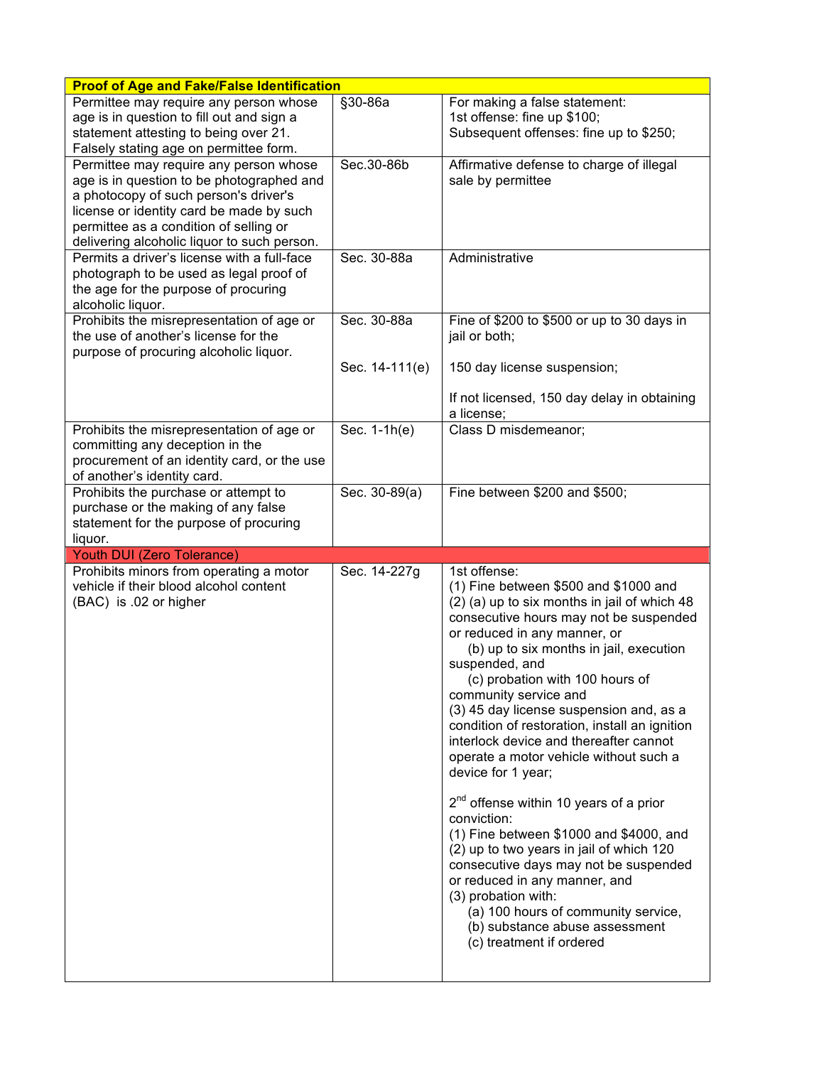| Proof of Age and Fake/False Identification | | |
|---|---|---|
| Permittee may require any person whose age is in question to fill out and sign a statement attesting to being over 21. Falsely stating age on permittee form. | §30-86a | For making a false statement:<br>1st offense: fine up $100;<br>Subsequent offenses: fine up to $250; |
| Permittee may require any person whose age is in question to be photographed and a photocopy of such person's driver's license or identity card be made by such permittee as a condition of selling or delivering alcoholic liquor to such person. | Sec.30-86b | Affirmative defense to charge of illegal sale by permittee |
| Permits a driver's license with a full-face photograph to be used as legal proof of the age for the purpose of procuring alcoholic liquor. | Sec. 30-88a | Administrative |
| Prohibits the misrepresentation of age or the use of another's license for the purpose of procuring alcoholic liquor. | Sec. 30-88a<br><br>Sec. 14-111(e) | Fine of $200 to $500 or up to 30 days in jail or both;<br><br>150 day license suspension;<br><br>If not licensed, 150 day delay in obtaining a license; |
| Prohibits the misrepresentation of age or committing any deception in the procurement of an identity card, or the use of another's identity card. | Sec. 1-1h(e) | Class D misdemeanor; |
| Prohibits the purchase or attempt to purchase or the making of any false statement for the purpose of procuring liquor. | Sec. 30-89(a) | Fine between $200 and $500; |
| **Youth DUI (Zero Tolerance)** | | |
| Prohibits minors from operating a motor vehicle if their blood alcohol content (BAC) is .02 or higher | Sec. 14-227g | 1st offense:<br>(1) Fine between $500 and $1000 and<br>(2) (a) up to six months in jail of which 48 consecutive hours may not be suspended or reduced in any manner, or<br>(b) up to six months in jail, execution suspended, and<br>(c) probation with 100 hours of community service and<br>(3) 45 day license suspension and, as a condition of restoration, install an ignition interlock device and thereafter cannot operate a motor vehicle without such a device for 1 year;<br><br>2nd offense within 10 years of a prior conviction:<br>(1) Fine between $1000 and $4000, and<br>(2) up to two years in jail of which 120 consecutive days may not be suspended or reduced in any manner, and<br>(3) probation with:<br>(a) 100 hours of community service,<br>(b) substance abuse assessment<br>(c) treatment if ordered |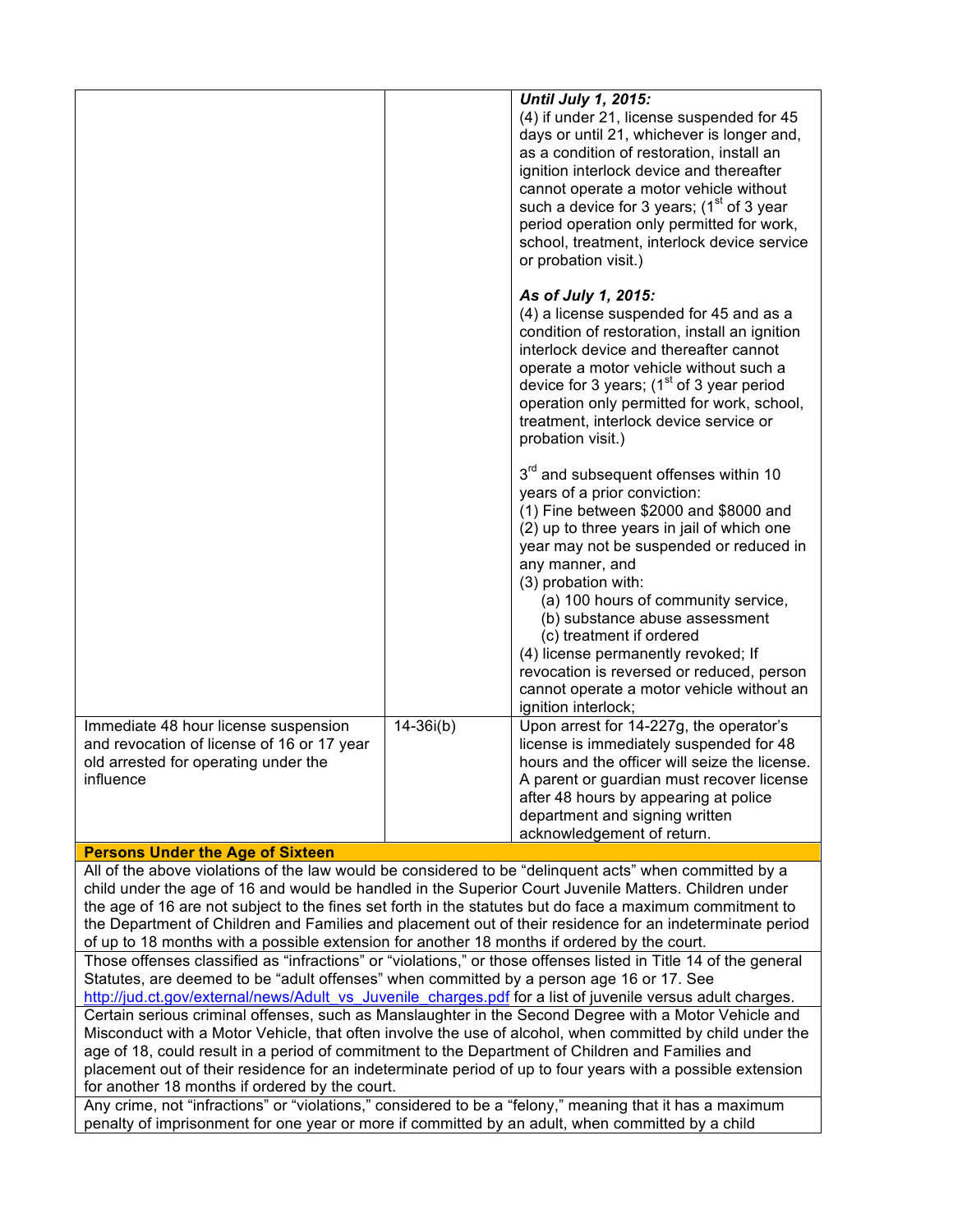| | | |
|---|---|---|
| | | ***Until July 1, 2015:***<br>(4) if under 21, license suspended for 45 days or until 21, whichever is longer and, as a condition of restoration, install an ignition interlock device and thereafter cannot operate a motor vehicle without such a device for 3 years; (1st of 3 year period operation only permitted for work, school, treatment, interlock device service or probation visit.)<br><br>***As of July 1, 2015:***<br>(4) a license suspended for 45 and as a condition of restoration, install an ignition interlock device and thereafter cannot operate a motor vehicle without such a device for 3 years; (1st of 3 year period operation only permitted for work, school, treatment, interlock device service or probation visit.)<br><br>3rd and subsequent offenses within 10 years of a prior conviction:<br>(1) Fine between $2000 and $8000 and<br>(2) up to three years in jail of which one year may not be suspended or reduced in any manner, and<br>(3) probation with:<br>(a) 100 hours of community service,<br>(b) substance abuse assessment<br>(c) treatment if ordered<br>(4) license permanently revoked; If revocation is reversed or reduced, person cannot operate a motor vehicle without an ignition interlock; |
| Immediate 48 hour license suspension and revocation of license of 16 or 17 year old arrested for operating under the influence | 14-36i(b) | Upon arrest for 14-227g, the operator's license is immediately suspended for 48 hours and the officer will seize the license. A parent or guardian must recover license after 48 hours by appearing at police department and signing written acknowledgement of return. |

| **Persons Under the Age of Sixteen** |
|---|
| All of the above violations of the law would be considered to be "delinquent acts" when committed by a child under the age of 16 and would be handled in the Superior Court Juvenile Matters. Children under the age of 16 are not subject to the fines set forth in the statutes but do face a maximum commitment to the Department of Children and Families and placement out of their residence for an indeterminate period of up to 18 months with a possible extension for another 18 months if ordered by the court. |
| Those offenses classified as "infractions" or "violations," or those offenses listed in Title 14 of the general Statutes, are deemed to be "adult offenses" when committed by a person age 16 or 17. See http://jud.ct.gov/external/news/Adult_vs_Juvenile_charges.pdf for a list of juvenile versus adult charges. |
| Certain serious criminal offenses, such as Manslaughter in the Second Degree with a Motor Vehicle and Misconduct with a Motor Vehicle, that often involve the use of alcohol, when committed by child under the age of 18, could result in a period of commitment to the Department of Children and Families and placement out of their residence for an indeterminate period of up to four years with a possible extension for another 18 months if ordered by the court. |
| Any crime, not "infractions" or "violations," considered to be a "felony," meaning that it has a maximum penalty of imprisonment for one year or more if committed by an adult, when committed by a child |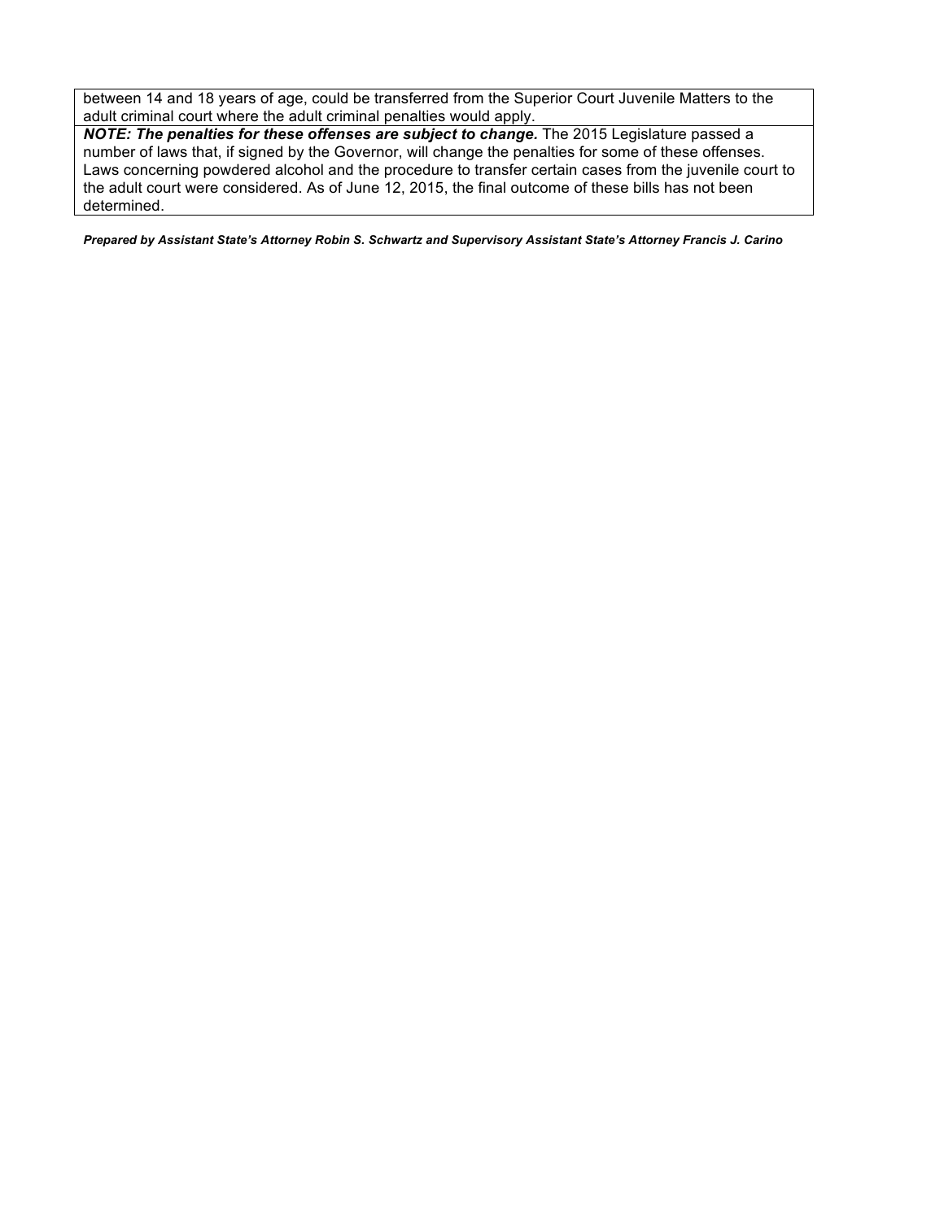| |
|---|
| between 14 and 18 years of age, could be transferred from the Superior Court Juvenile Matters to the adult criminal court where the adult criminal penalties would apply. |
| ***NOTE: The penalties for these offenses are subject to change.*** The 2015 Legislature passed a number of laws that, if signed by the Governor, will change the penalties for some of these offenses. Laws concerning powdered alcohol and the procedure to transfer certain cases from the juvenile court to the adult court were considered. As of June 12, 2015, the final outcome of these bills has not been determined. |

***Prepared by Assistant State's Attorney Robin S. Schwartz and Supervisory Assistant State's Attorney Francis J. Carino***